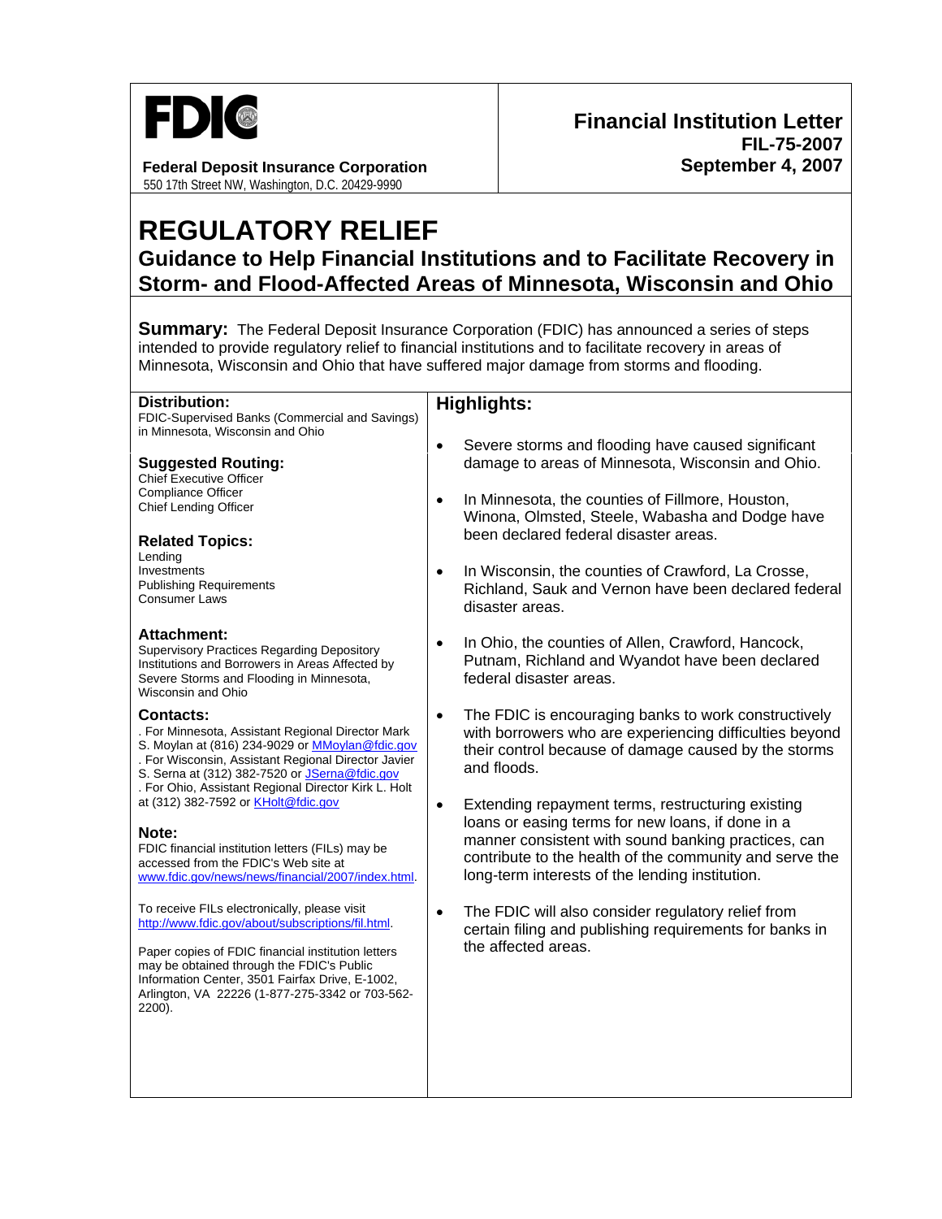**FDIC**

**Federal Deposit Insurance Corporation**
550 17th Street NW, Washington, D.C. 20429-9990

**Financial Institution Letter**
**FIL-75-2007**
**September 4, 2007**

# REGULATORY RELIEF

## Guidance to Help Financial Institutions and to Facilitate Recovery in Storm- and Flood-Affected Areas of Minnesota, Wisconsin and Ohio

**Summary:** The Federal Deposit Insurance Corporation (FDIC) has announced a series of steps intended to provide regulatory relief to financial institutions and to facilitate recovery in areas of Minnesota, Wisconsin and Ohio that have suffered major damage from storms and flooding.

### Distribution:
FDIC-Supervised Banks (Commercial and Savings) in Minnesota, Wisconsin and Ohio

### Suggested Routing:
Chief Executive Officer
Compliance Officer
Chief Lending Officer

### Related Topics:
Lending
Investments
Publishing Requirements
Consumer Laws

### Attachment:
Supervisory Practices Regarding Depository Institutions and Borrowers in Areas Affected by Severe Storms and Flooding in Minnesota, Wisconsin and Ohio

### Contacts:
. For Minnesota, Assistant Regional Director Mark S. Moylan at (816) 234-9029 or MMoylan@fdic.gov
. For Wisconsin, Assistant Regional Director Javier S. Serna at (312) 382-7520 or JSerna@fdic.gov
. For Ohio, Assistant Regional Director Kirk L. Holt at (312) 382-7592 or KHolt@fdic.gov

### Note:
FDIC financial institution letters (FILs) may be accessed from the FDIC's Web site at www.fdic.gov/news/news/financial/2007/index.html.

To receive FILs electronically, please visit http://www.fdic.gov/about/subscriptions/fil.html.

Paper copies of FDIC financial institution letters may be obtained through the FDIC's Public Information Center, 3501 Fairfax Drive, E-1002, Arlington, VA 22226 (1-877-275-3342 or 703-562-2200).

### Highlights:

- Severe storms and flooding have caused significant damage to areas of Minnesota, Wisconsin and Ohio.
- In Minnesota, the counties of Fillmore, Houston, Winona, Olmsted, Steele, Wabasha and Dodge have been declared federal disaster areas.
- In Wisconsin, the counties of Crawford, La Crosse, Richland, Sauk and Vernon have been declared federal disaster areas.
- In Ohio, the counties of Allen, Crawford, Hancock, Putnam, Richland and Wyandot have been declared federal disaster areas.
- The FDIC is encouraging banks to work constructively with borrowers who are experiencing difficulties beyond their control because of damage caused by the storms and floods.
- Extending repayment terms, restructuring existing loans or easing terms for new loans, if done in a manner consistent with sound banking practices, can contribute to the health of the community and serve the long-term interests of the lending institution.
- The FDIC will also consider regulatory relief from certain filing and publishing requirements for banks in the affected areas.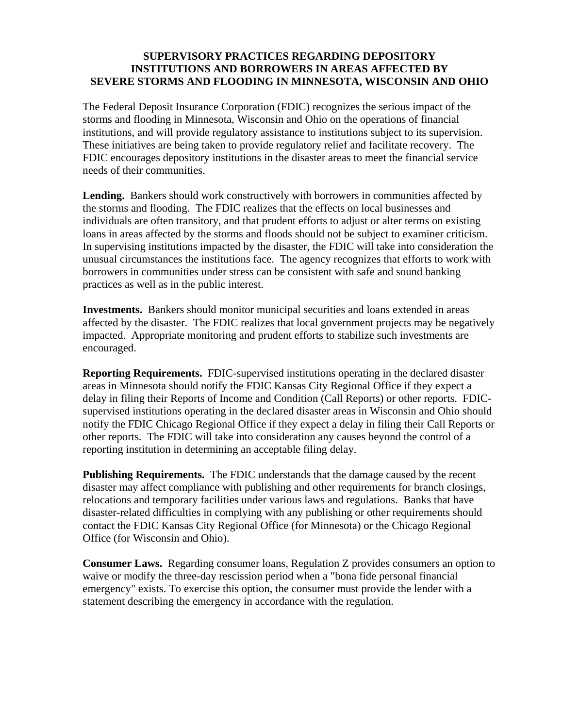# SUPERVISORY PRACTICES REGARDING DEPOSITORY INSTITUTIONS AND BORROWERS IN AREAS AFFECTED BY SEVERE STORMS AND FLOODING IN MINNESOTA, WISCONSIN AND OHIO

The Federal Deposit Insurance Corporation (FDIC) recognizes the serious impact of the storms and flooding in Minnesota, Wisconsin and Ohio on the operations of financial institutions, and will provide regulatory assistance to institutions subject to its supervision. These initiatives are being taken to provide regulatory relief and facilitate recovery. The FDIC encourages depository institutions in the disaster areas to meet the financial service needs of their communities.

**Lending.** Bankers should work constructively with borrowers in communities affected by the storms and flooding. The FDIC realizes that the effects on local businesses and individuals are often transitory, and that prudent efforts to adjust or alter terms on existing loans in areas affected by the storms and floods should not be subject to examiner criticism. In supervising institutions impacted by the disaster, the FDIC will take into consideration the unusual circumstances the institutions face. The agency recognizes that efforts to work with borrowers in communities under stress can be consistent with safe and sound banking practices as well as in the public interest.

**Investments.** Bankers should monitor municipal securities and loans extended in areas affected by the disaster. The FDIC realizes that local government projects may be negatively impacted. Appropriate monitoring and prudent efforts to stabilize such investments are encouraged.

**Reporting Requirements.** FDIC-supervised institutions operating in the declared disaster areas in Minnesota should notify the FDIC Kansas City Regional Office if they expect a delay in filing their Reports of Income and Condition (Call Reports) or other reports. FDIC-supervised institutions operating in the declared disaster areas in Wisconsin and Ohio should notify the FDIC Chicago Regional Office if they expect a delay in filing their Call Reports or other reports. The FDIC will take into consideration any causes beyond the control of a reporting institution in determining an acceptable filing delay.

**Publishing Requirements.** The FDIC understands that the damage caused by the recent disaster may affect compliance with publishing and other requirements for branch closings, relocations and temporary facilities under various laws and regulations. Banks that have disaster-related difficulties in complying with any publishing or other requirements should contact the FDIC Kansas City Regional Office (for Minnesota) or the Chicago Regional Office (for Wisconsin and Ohio).

**Consumer Laws.** Regarding consumer loans, Regulation Z provides consumers an option to waive or modify the three-day rescission period when a "bona fide personal financial emergency" exists. To exercise this option, the consumer must provide the lender with a statement describing the emergency in accordance with the regulation.